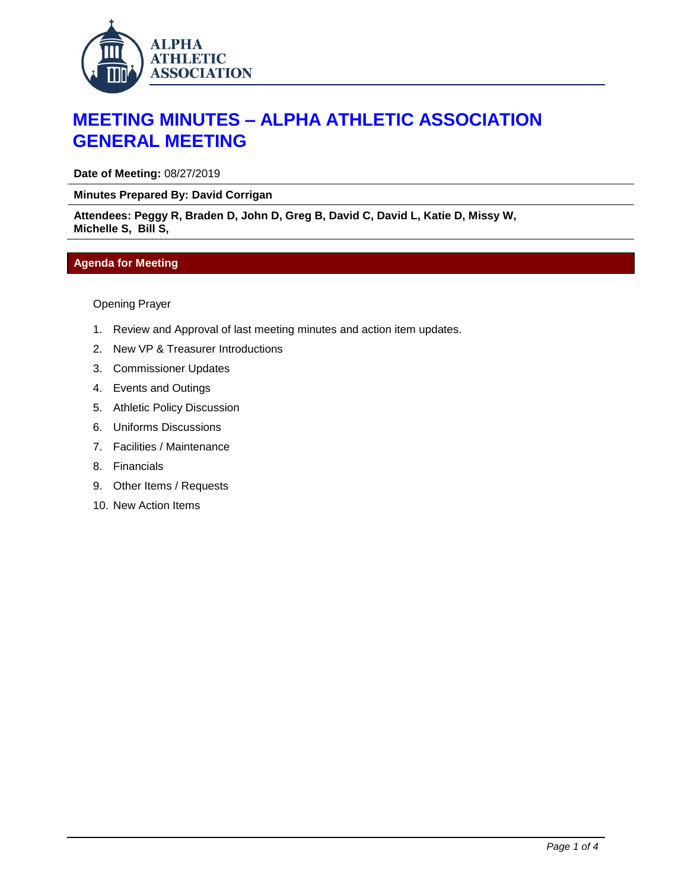ALPHA ATHLETIC ASSOCIATION

# MEETING MINUTES – ALPHA ATHLETIC ASSOCIATION GENERAL MEETING

**Date of Meeting:** 08/27/2019

**Minutes Prepared By: David Corrigan**

**Attendees: Peggy R, Braden D, John D, Greg B, David C, David L, Katie D, Missy W, Michelle S, Bill S,**

## Agenda for Meeting

Opening Prayer

1. Review and Approval of last meeting minutes and action item updates.
2. New VP & Treasurer Introductions
3. Commissioner Updates
4. Events and Outings
5. Athletic Policy Discussion
6. Uniforms Discussions
7. Facilities / Maintenance
8. Financials
9. Other Items / Requests
10. New Action Items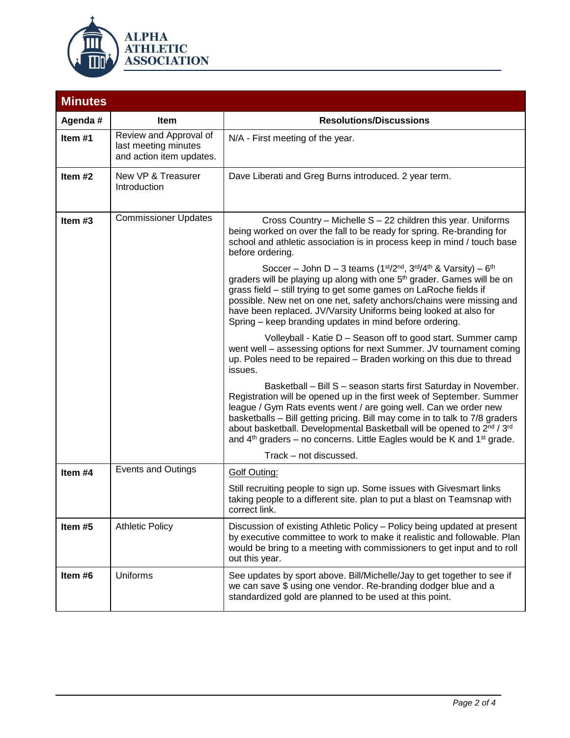ALPHA ATHLETIC ASSOCIATION

## Minutes

| Agenda # | Item | Resolutions/Discussions |
|---|---|---|
| **Item #1** | Review and Approval of last meeting minutes and action item updates. | N/A - First meeting of the year. |
| **Item #2** | New VP & Treasurer Introduction | Dave Liberati and Greg Burns introduced. 2 year term. |
| **Item #3** | Commissioner Updates | Cross Country – Michelle S – 22 children this year. Uniforms being worked on over the fall to be ready for spring. Re-branding for school and athletic association is in process keep in mind / touch base before ordering.<br><br>Soccer – John D – 3 teams (1st/2nd, 3rd/4th & Varsity) – 6th graders will be playing up along with one 5th grader. Games will be on grass field – still trying to get some games on LaRoche fields if possible. New net on one net, safety anchors/chains were missing and have been replaced. JV/Varsity Uniforms being looked at also for Spring – keep branding updates in mind before ordering.<br><br>Volleyball - Katie D – Season off to good start. Summer camp went well – assessing options for next Summer. JV tournament coming up. Poles need to be repaired – Braden working on this due to thread issues.<br><br>Basketball – Bill S – season starts first Saturday in November. Registration will be opened up in the first week of September. Summer league / Gym Rats events went / are going well. Can we order new basketballs – Bill getting pricing. Bill may come in to talk to 7/8 graders about basketball. Developmental Basketball will be opened to 2nd / 3rd and 4th graders – no concerns. Little Eagles would be K and 1st grade.<br><br>Track – not discussed. |
| **Item #4** | Events and Outings | Golf Outing:<br><br>Still recruiting people to sign up. Some issues with Givesmart links taking people to a different site. plan to put a blast on Teamsnap with correct link. |
| **Item #5** | Athletic Policy | Discussion of existing Athletic Policy – Policy being updated at present by executive committee to work to make it realistic and followable. Plan would be bring to a meeting with commissioners to get input and to roll out this year. |
| **Item #6** | Uniforms | See updates by sport above. Bill/Michelle/Jay to get together to see if we can save $ using one vendor. Re-branding dodger blue and a standardized gold are planned to be used at this point. |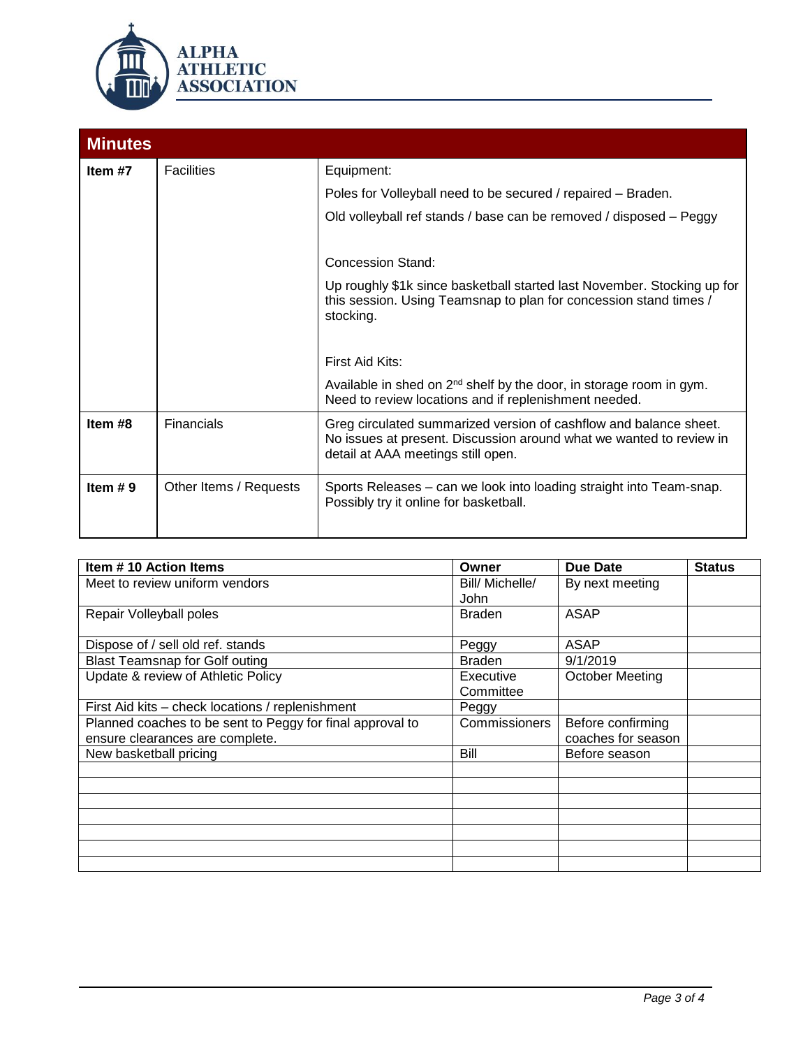**ALPHA ATHLETIC ASSOCIATION**

## Minutes

| | | |
|---|---|---|
| **Item #7** | Facilities | Equipment:<br><br>Poles for Volleyball need to be secured / repaired – Braden.<br><br>Old volleyball ref stands / base can be removed / disposed – Peggy<br><br>Concession Stand:<br><br>Up roughly $1k since basketball started last November. Stocking up for this session. Using Teamsnap to plan for concession stand times / stocking.<br><br>First Aid Kits:<br><br>Available in shed on 2nd shelf by the door, in storage room in gym. Need to review locations and if replenishment needed. |
| **Item #8** | Financials | Greg circulated summarized version of cashflow and balance sheet. No issues at present. Discussion around what we wanted to review in detail at AAA meetings still open. |
| **Item # 9** | Other Items / Requests | Sports Releases – can we look into loading straight into Team-snap. Possibly try it online for basketball. |

| Item # 10 Action Items | Owner | Due Date | Status |
|---|---|---|---|
| Meet to review uniform vendors | Bill/ Michelle/ John | By next meeting | |
| Repair Volleyball poles | Braden | ASAP | |
| Dispose of / sell old ref. stands | Peggy | ASAP | |
| Blast Teamsnap for Golf outing | Braden | 9/1/2019 | |
| Update & review of Athletic Policy | Executive Committee | October Meeting | |
| First Aid kits – check locations / replenishment | Peggy | | |
| Planned coaches to be sent to Peggy for final approval to ensure clearances are complete. | Commissioners | Before confirming coaches for season | |
| New basketball pricing | Bill | Before season | |
| | | | |
| | | | |
| | | | |
| | | | |
| | | | |
| | | | |
| | | | |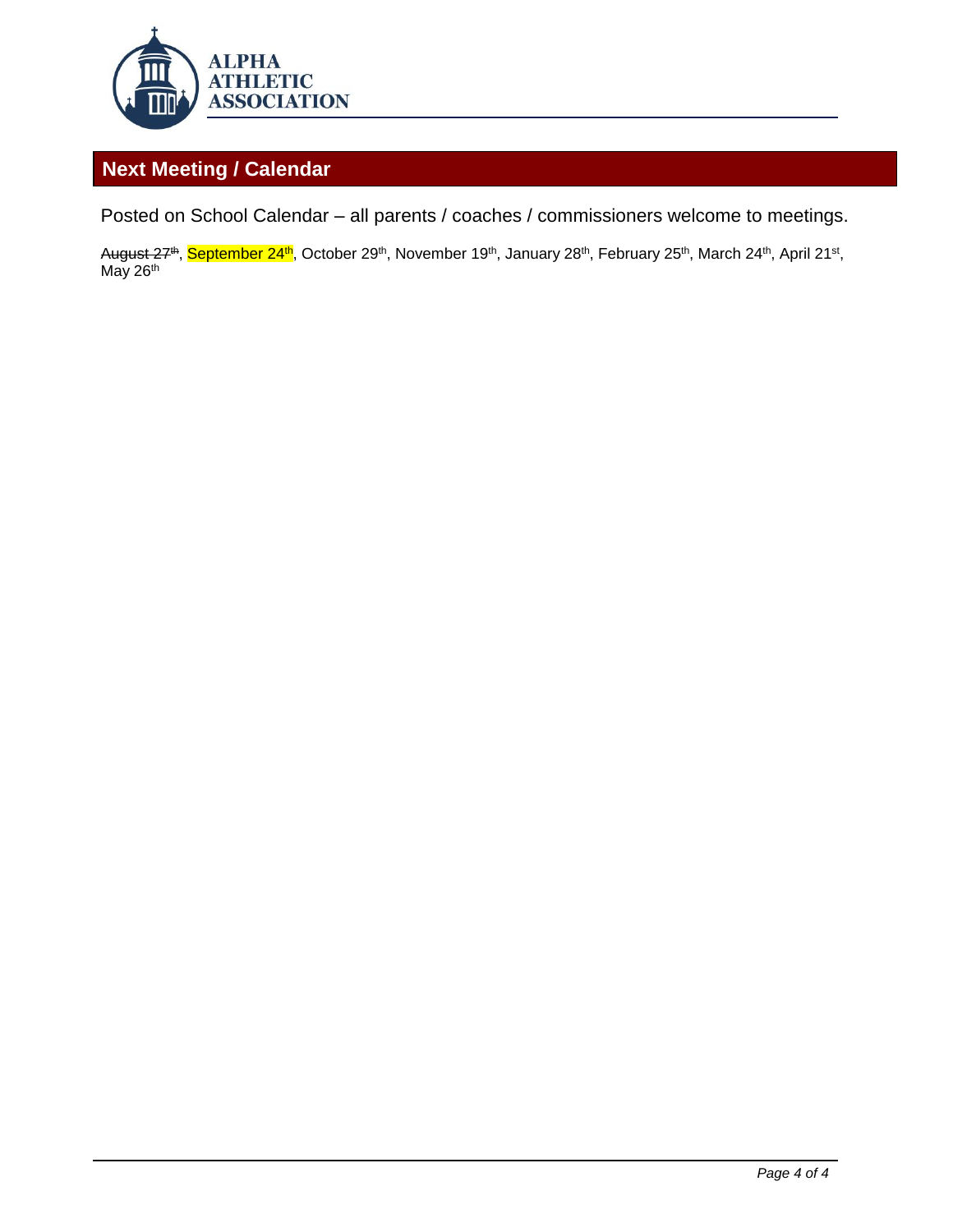ALPHA ATHLETIC ASSOCIATION

## Next Meeting / Calendar

Posted on School Calendar – all parents / coaches / commissioners welcome to meetings.

~~August 27th~~, September 24th, October 29th, November 19th, January 28th, February 25th, March 24th, April 21st, May 26th